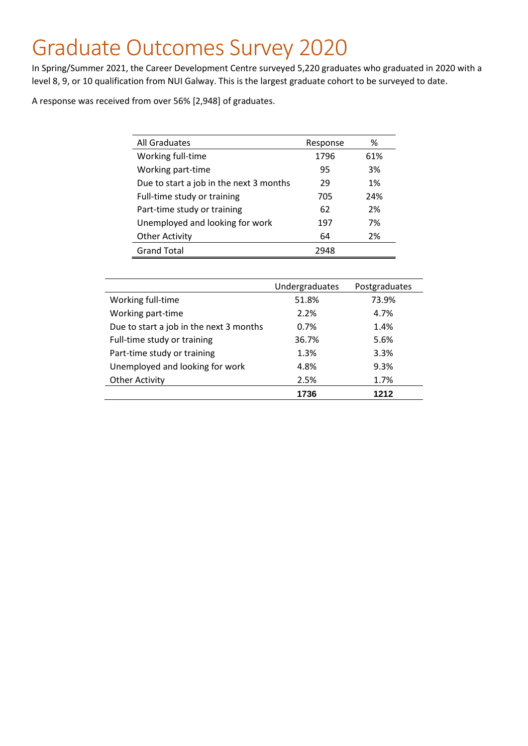# Graduate Outcomes Survey 2020

In Spring/Summer 2021, the Career Development Centre surveyed 5,220 graduates who graduated in 2020 with a level 8, 9, or 10 qualification from NUI Galway. This is the largest graduate cohort to be surveyed to date.

A response was received from over 56% [2,948] of graduates.

| All Graduates | Response | % |
|---|---|---|
| Working full-time | 1796 | 61% |
| Working part-time | 95 | 3% |
| Due to start a job in the next 3 months | 29 | 1% |
| Full-time study or training | 705 | 24% |
| Part-time study or training | 62 | 2% |
| Unemployed and looking for work | 197 | 7% |
| Other Activity | 64 | 2% |
| Grand Total | 2948 | |

| | Undergraduates | Postgraduates |
|---|---|---|
| Working full-time | 51.8% | 73.9% |
| Working part-time | 2.2% | 4.7% |
| Due to start a job in the next 3 months | 0.7% | 1.4% |
| Full-time study or training | 36.7% | 5.6% |
| Part-time study or training | 1.3% | 3.3% |
| Unemployed and looking for work | 4.8% | 9.3% |
| Other Activity | 2.5% | 1.7% |
| | **1736** | **1212** |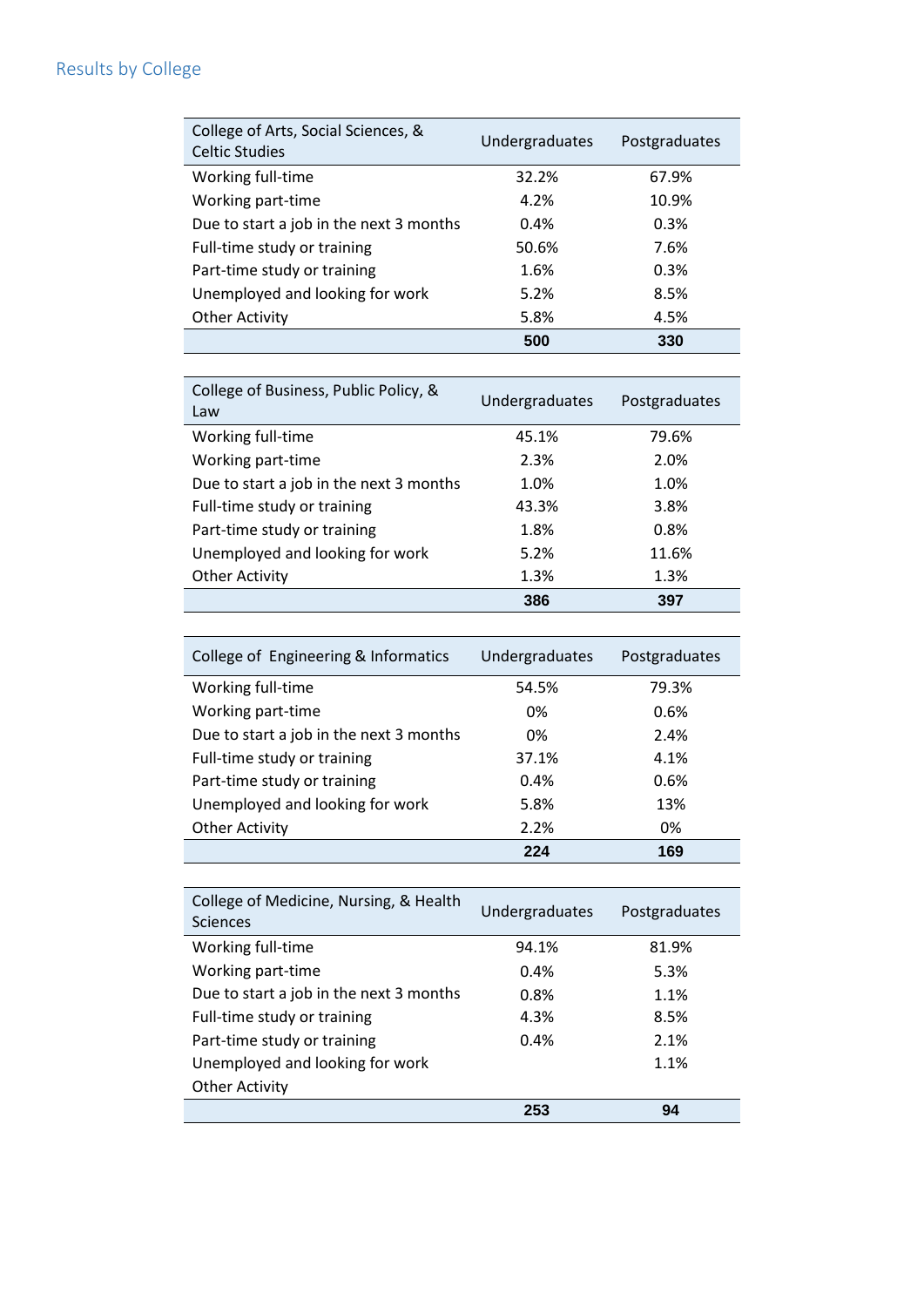## Results by College

| College of Arts, Social Sciences, & Celtic Studies | Undergraduates | Postgraduates |
|---|---|---|
| Working full-time | 32.2% | 67.9% |
| Working part-time | 4.2% | 10.9% |
| Due to start a job in the next 3 months | 0.4% | 0.3% |
| Full-time study or training | 50.6% | 7.6% |
| Part-time study or training | 1.6% | 0.3% |
| Unemployed and looking for work | 5.2% | 8.5% |
| Other Activity | 5.8% | 4.5% |
| | **500** | **330** |

| College of Business, Public Policy, & Law | Undergraduates | Postgraduates |
|---|---|---|
| Working full-time | 45.1% | 79.6% |
| Working part-time | 2.3% | 2.0% |
| Due to start a job in the next 3 months | 1.0% | 1.0% |
| Full-time study or training | 43.3% | 3.8% |
| Part-time study or training | 1.8% | 0.8% |
| Unemployed and looking for work | 5.2% | 11.6% |
| Other Activity | 1.3% | 1.3% |
| | **386** | **397** |

| College of Engineering & Informatics | Undergraduates | Postgraduates |
|---|---|---|
| Working full-time | 54.5% | 79.3% |
| Working part-time | 0% | 0.6% |
| Due to start a job in the next 3 months | 0% | 2.4% |
| Full-time study or training | 37.1% | 4.1% |
| Part-time study or training | 0.4% | 0.6% |
| Unemployed and looking for work | 5.8% | 13% |
| Other Activity | 2.2% | 0% |
| | **224** | **169** |

| College of Medicine, Nursing, & Health Sciences | Undergraduates | Postgraduates |
|---|---|---|
| Working full-time | 94.1% | 81.9% |
| Working part-time | 0.4% | 5.3% |
| Due to start a job in the next 3 months | 0.8% | 1.1% |
| Full-time study or training | 4.3% | 8.5% |
| Part-time study or training | 0.4% | 2.1% |
| Unemployed and looking for work | | 1.1% |
| Other Activity | | |
| | **253** | **94** |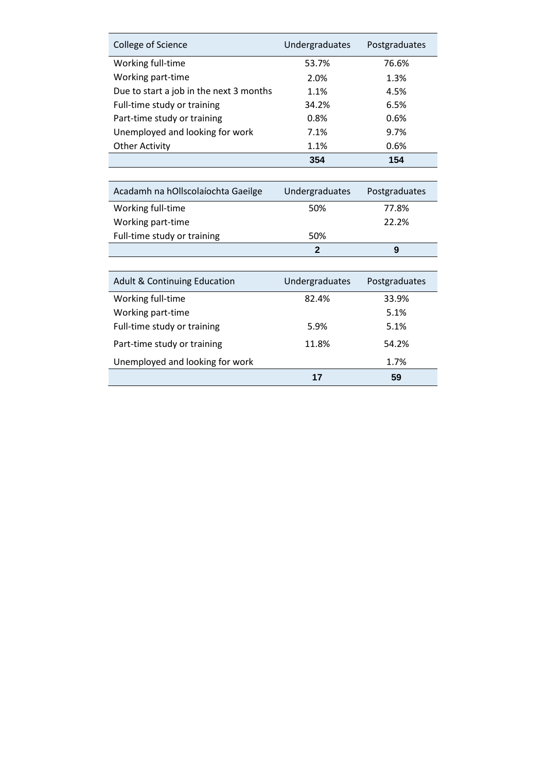| College of Science | Undergraduates | Postgraduates |
|---|---|---|
| Working full-time | 53.7% | 76.6% |
| Working part-time | 2.0% | 1.3% |
| Due to start a job in the next 3 months | 1.1% | 4.5% |
| Full-time study or training | 34.2% | 6.5% |
| Part-time study or training | 0.8% | 0.6% |
| Unemployed and looking for work | 7.1% | 9.7% |
| Other Activity | 1.1% | 0.6% |
| | **354** | **154** |

| Acadamh na hOllscolaíochta Gaeilge | Undergraduates | Postgraduates |
|---|---|---|
| Working full-time | 50% | 77.8% |
| Working part-time | | 22.2% |
| Full-time study or training | 50% | |
| | **2** | **9** |

| Adult & Continuing Education | Undergraduates | Postgraduates |
|---|---|---|
| Working full-time | 82.4% | 33.9% |
| Working part-time | | 5.1% |
| Full-time study or training | 5.9% | 5.1% |
| Part-time study or training | 11.8% | 54.2% |
| Unemployed and looking for work | | 1.7% |
| | **17** | **59** |